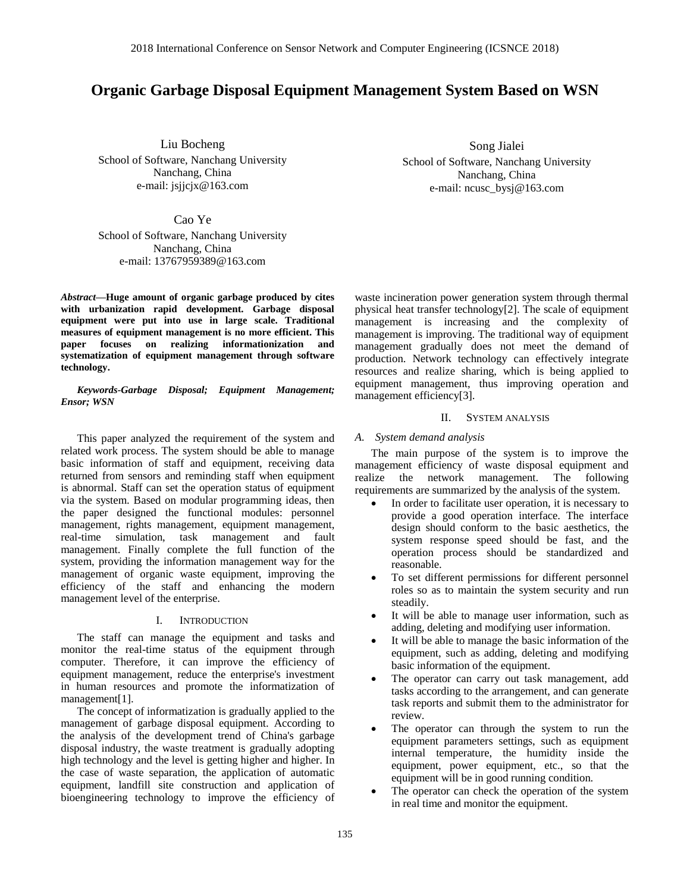# Organic Garbage Disposal Equipment Management System Based on WSN

Liu Bocheng
School of Software, Nanchang University
Nanchang, China
e-mail: jsjjcjx@163.com

Song Jialei
School of Software, Nanchang University
Nanchang, China
e-mail: ncusc_bysj@163.com

Cao Ye
School of Software, Nanchang University
Nanchang, China
e-mail: 13767959389@163.com

***Abstract*—Huge amount of organic garbage produced by cites with urbanization rapid development. Garbage disposal equipment were put into use in large scale. Traditional measures of equipment management is no more efficient. This paper focuses on realizing informationization and systematization of equipment management through software technology.**

***Keywords-Garbage Disposal; Equipment Management; Ensor; WSN***

This paper analyzed the requirement of the system and related work process. The system should be able to manage basic information of staff and equipment, receiving data returned from sensors and reminding staff when equipment is abnormal. Staff can set the operation status of equipment via the system. Based on modular programming ideas, then the paper designed the functional modules: personnel management, rights management, equipment management, real-time simulation, task management and fault management. Finally complete the full function of the system, providing the information management way for the management of organic waste equipment, improving the efficiency of the staff and enhancing the modern management level of the enterprise.

## I. Introduction

The staff can manage the equipment and tasks and monitor the real-time status of the equipment through computer. Therefore, it can improve the efficiency of equipment management, reduce the enterprise's investment in human resources and promote the informatization of management[1].

The concept of informatization is gradually applied to the management of garbage disposal equipment. According to the analysis of the development trend of China's garbage disposal industry, the waste treatment is gradually adopting high technology and the level is getting higher and higher. In the case of waste separation, the application of automatic equipment, landfill site construction and application of bioengineering technology to improve the efficiency of waste incineration power generation system through thermal physical heat transfer technology[2]. The scale of equipment management is increasing and the complexity of management is improving. The traditional way of equipment management gradually does not meet the demand of production. Network technology can effectively integrate resources and realize sharing, which is being applied to equipment management, thus improving operation and management efficiency[3].

## II. System analysis

### A. System demand analysis

The main purpose of the system is to improve the management efficiency of waste disposal equipment and realize the network management. The following requirements are summarized by the analysis of the system.

- In order to facilitate user operation, it is necessary to provide a good operation interface. The interface design should conform to the basic aesthetics, the system response speed should be fast, and the operation process should be standardized and reasonable.
- To set different permissions for different personnel roles so as to maintain the system security and run steadily.
- It will be able to manage user information, such as adding, deleting and modifying user information.
- It will be able to manage the basic information of the equipment, such as adding, deleting and modifying basic information of the equipment.
- The operator can carry out task management, add tasks according to the arrangement, and can generate task reports and submit them to the administrator for review.
- The operator can through the system to run the equipment parameters settings, such as equipment internal temperature, the humidity inside the equipment, power equipment, etc., so that the equipment will be in good running condition.
- The operator can check the operation of the system in real time and monitor the equipment.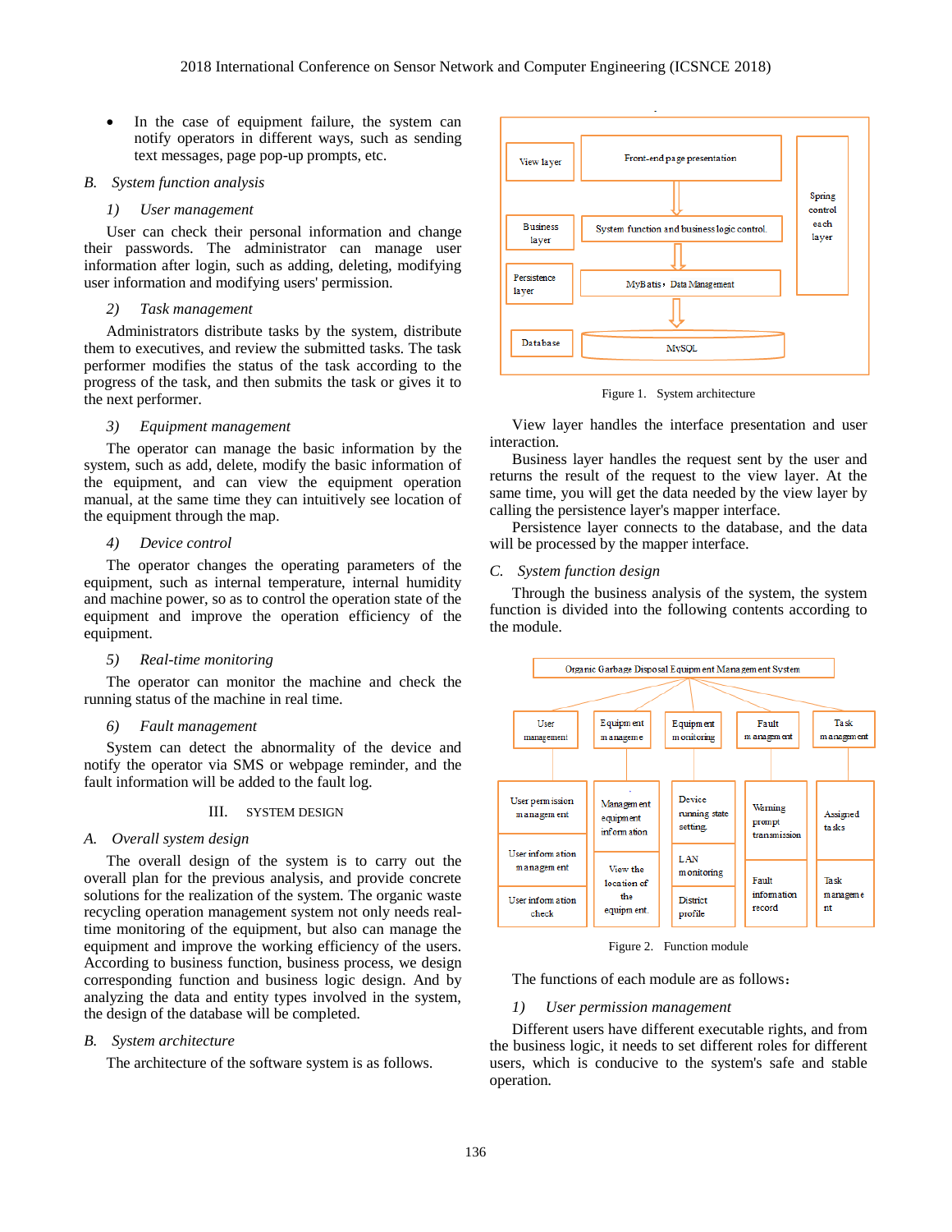- In the case of equipment failure, the system can notify operators in different ways, such as sending text messages, page pop-up prompts, etc.

### B. System function analysis

#### 1) User management

User can check their personal information and change their passwords. The administrator can manage user information after login, such as adding, deleting, modifying user information and modifying users' permission.

#### 2) Task management

Administrators distribute tasks by the system, distribute them to executives, and review the submitted tasks. The task performer modifies the status of the task according to the progress of the task, and then submits the task or gives it to the next performer.

#### 3) Equipment management

The operator can manage the basic information by the system, such as add, delete, modify the basic information of the equipment, and can view the equipment operation manual, at the same time they can intuitively see location of the equipment through the map.

#### 4) Device control

The operator changes the operating parameters of the equipment, such as internal temperature, internal humidity and machine power, so as to control the operation state of the equipment and improve the operation efficiency of the equipment.

#### 5) Real-time monitoring

The operator can monitor the machine and check the running status of the machine in real time.

#### 6) Fault management

System can detect the abnormality of the device and notify the operator via SMS or webpage reminder, and the fault information will be added to the fault log.

## III. SYSTEM DESIGN

### A. Overall system design

The overall design of the system is to carry out the overall plan for the previous analysis, and provide concrete solutions for the realization of the system. The organic waste recycling operation management system not only needs real-time monitoring of the equipment, but also can manage the equipment and improve the working efficiency of the users. According to business function, business process, we design corresponding function and business logic design. And by analyzing the data and entity types involved in the system, the design of the database will be completed.

### B. System architecture

The architecture of the software system is as follows.

Figure 1. System architecture

View layer handles the interface presentation and user interaction.

Business layer handles the request sent by the user and returns the result of the request to the view layer. At the same time, you will get the data needed by the view layer by calling the persistence layer's mapper interface.

Persistence layer connects to the database, and the data will be processed by the mapper interface.

### C. System function design

Through the business analysis of the system, the system function is divided into the following contents according to the module.

Figure 2. Function module

The functions of each module are as follows：

#### 1) User permission management

Different users have different executable rights, and from the business logic, it needs to set different roles for different users, which is conducive to the system's safe and stable operation.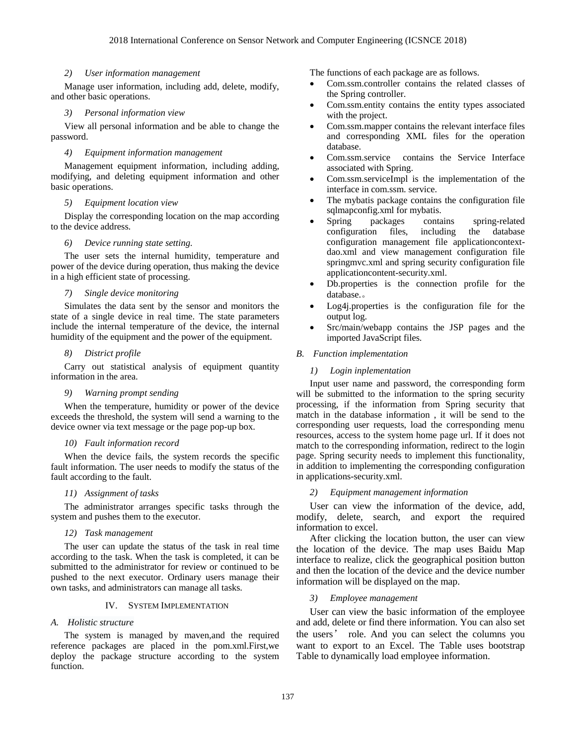#### 2) User information management

Manage user information, including add, delete, modify, and other basic operations.

#### 3) Personal information view

View all personal information and be able to change the password.

#### 4) Equipment information management

Management equipment information, including adding, modifying, and deleting equipment information and other basic operations.

#### 5) Equipment location view

Display the corresponding location on the map according to the device address.

#### 6) Device running state setting.

The user sets the internal humidity, temperature and power of the device during operation, thus making the device in a high efficient state of processing.

#### 7) Single device monitoring

Simulates the data sent by the sensor and monitors the state of a single device in real time. The state parameters include the internal temperature of the device, the internal humidity of the equipment and the power of the equipment.

#### 8) District profile

Carry out statistical analysis of equipment quantity information in the area.

#### 9) Warning prompt sending

When the temperature, humidity or power of the device exceeds the threshold, the system will send a warning to the device owner via text message or the page pop-up box.

#### 10) Fault information record

When the device fails, the system records the specific fault information. The user needs to modify the status of the fault according to the fault.

#### 11) Assignment of tasks

The administrator arranges specific tasks through the system and pushes them to the executor.

#### 12) Task management

The user can update the status of the task in real time according to the task. When the task is completed, it can be submitted to the administrator for review or continued to be pushed to the next executor. Ordinary users manage their own tasks, and administrators can manage all tasks.

## IV. System Implementation

### A. Holistic structure

The system is managed by maven,and the required reference packages are placed in the pom.xml.First,we deploy the package structure according to the system function.

The functions of each package are as follows.

- Com.ssm.controller contains the related classes of the Spring controller.
- Com.ssm.entity contains the entity types associated with the project.
- Com.ssm.mapper contains the relevant interface files and corresponding XML files for the operation database.
- Com.ssm.service contains the Service Interface associated with Spring.
- Com.ssm.serviceImpl is the implementation of the interface in com.ssm. service.
- The mybatis package contains the configuration file sqlmapconfig.xml for mybatis.
- Spring packages contains spring-related configuration files, including the database configuration management file applicationcontext-dao.xml and view management configuration file springmvc.xml and spring security configuration file applicationcontent-security.xml.
- Db.properties is the connection profile for the database.。
- Log4j.properties is the configuration file for the output log.
- Src/main/webapp contains the JSP pages and the imported JavaScript files.

### B. Function implementation

#### 1) Login inplementation

Input user name and password, the corresponding form will be submitted to the information to the spring security processing, if the information from Spring security that match in the database information , it will be send to the corresponding user requests, load the corresponding menu resources, access to the system home page url. If it does not match to the corresponding information, redirect to the login page. Spring security needs to implement this functionality, in addition to implementing the corresponding configuration in applications-security.xml.

#### 2) Equipment management information

User can view the information of the device, add, modify, delete, search, and export the required information to excel.

After clicking the location button, the user can view the location of the device. The map uses Baidu Map interface to realize, click the geographical position button and then the location of the device and the device number information will be displayed on the map.

#### 3) Employee management

User can view the basic information of the employee and add, delete or find there information. You can also set the users' role. And you can select the columns you want to export to an Excel. The Table uses bootstrap Table to dynamically load employee information.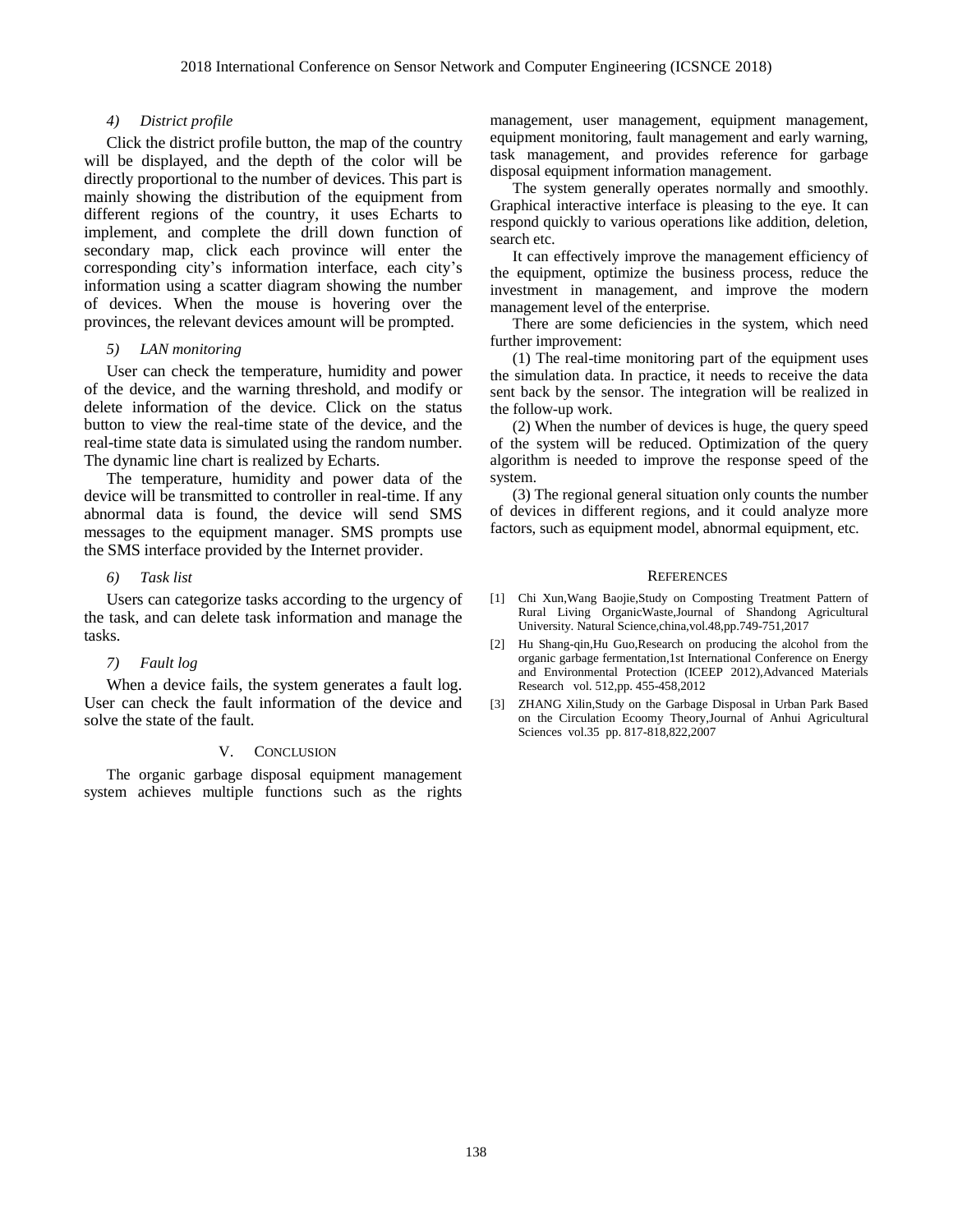#### *4) District profile*

Click the district profile button, the map of the country will be displayed, and the depth of the color will be directly proportional to the number of devices. This part is mainly showing the distribution of the equipment from different regions of the country, it uses Echarts to implement, and complete the drill down function of secondary map, click each province will enter the corresponding city's information interface, each city's information using a scatter diagram showing the number of devices. When the mouse is hovering over the provinces, the relevant devices amount will be prompted.

#### *5) LAN monitoring*

User can check the temperature, humidity and power of the device, and the warning threshold, and modify or delete information of the device. Click on the status button to view the real-time state of the device, and the real-time state data is simulated using the random number. The dynamic line chart is realized by Echarts.

The temperature, humidity and power data of the device will be transmitted to controller in real-time. If any abnormal data is found, the device will send SMS messages to the equipment manager. SMS prompts use the SMS interface provided by the Internet provider.

#### *6) Task list*

Users can categorize tasks according to the urgency of the task, and can delete task information and manage the tasks.

#### *7) Fault log*

When a device fails, the system generates a fault log. User can check the fault information of the device and solve the state of the fault.

## V. CONCLUSION

The organic garbage disposal equipment management system achieves multiple functions such as the rights management, user management, equipment management, equipment monitoring, fault management and early warning, task management, and provides reference for garbage disposal equipment information management.

The system generally operates normally and smoothly. Graphical interactive interface is pleasing to the eye. It can respond quickly to various operations like addition, deletion, search etc.

It can effectively improve the management efficiency of the equipment, optimize the business process, reduce the investment in management, and improve the modern management level of the enterprise.

There are some deficiencies in the system, which need further improvement:

(1) The real-time monitoring part of the equipment uses the simulation data. In practice, it needs to receive the data sent back by the sensor. The integration will be realized in the follow-up work.

(2) When the number of devices is huge, the query speed of the system will be reduced. Optimization of the query algorithm is needed to improve the response speed of the system.

(3) The regional general situation only counts the number of devices in different regions, and it could analyze more factors, such as equipment model, abnormal equipment, etc.

## REFERENCES

[1] Chi Xun,Wang Baojie,Study on Composting Treatment Pattern of Rural Living OrganicWaste,Journal of Shandong Agricultural University. Natural Science,china,vol.48,pp.749-751,2017

[2] Hu Shang-qin,Hu Guo,Research on producing the alcohol from the organic garbage fermentation,1st International Conference on Energy and Environmental Protection (ICEEP 2012),Advanced Materials Research vol. 512,pp. 455-458,2012

[3] ZHANG Xilin,Study on the Garbage Disposal in Urban Park Based on the Circulation Ecoomy Theory,Journal of Anhui Agricultural Sciences vol.35 pp. 817-818,822,2007